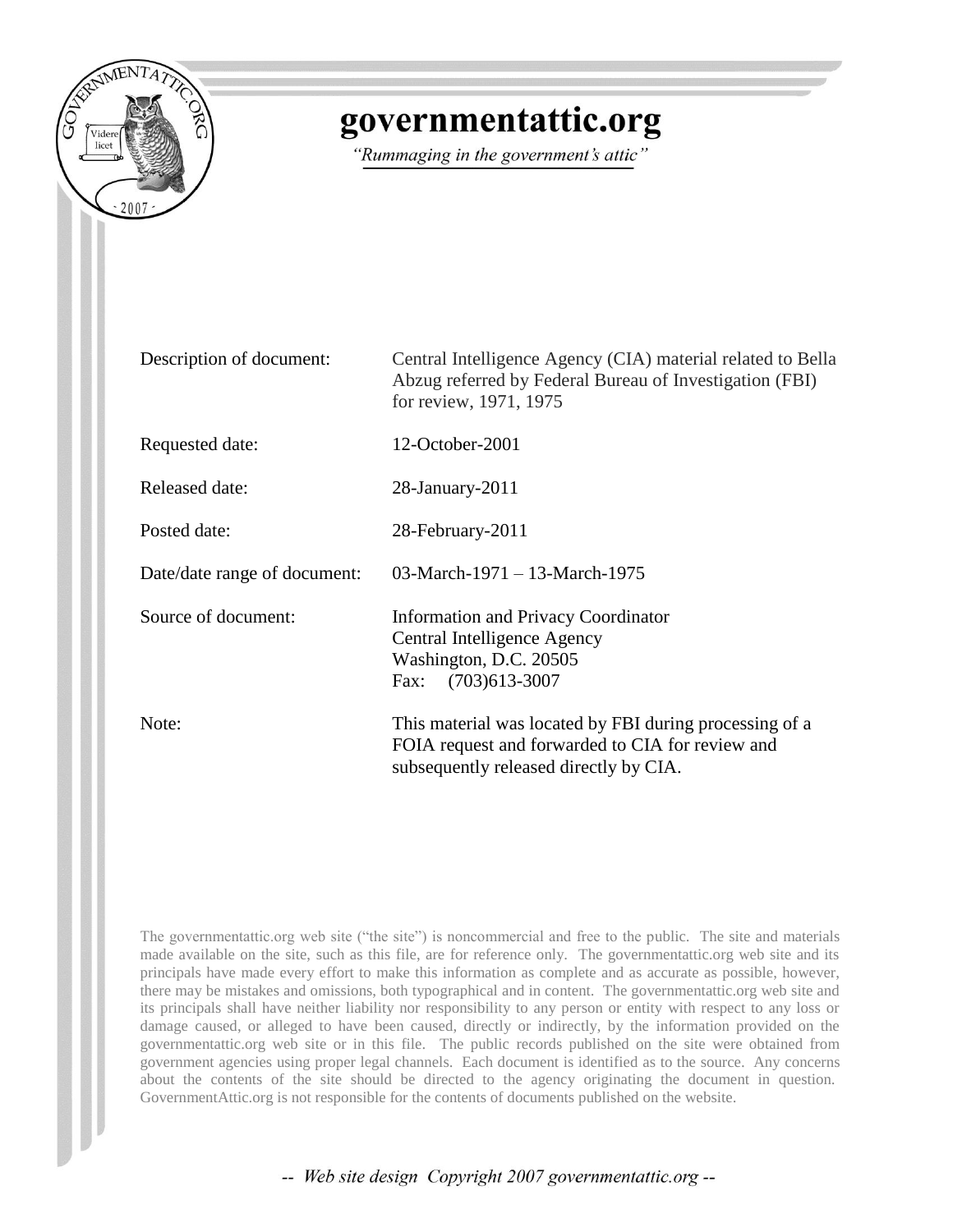# governmentattic.org

*"Rummaging in the government's attic"*

| | |
|---|---|
| Description of document: | Central Intelligence Agency (CIA) material related to Bella Abzug referred by Federal Bureau of Investigation (FBI) for review, 1971, 1975 |
| Requested date: | 12-October-2001 |
| Released date: | 28-January-2011 |
| Posted date: | 28-February-2011 |
| Date/date range of document: | 03-March-1971 – 13-March-1975 |
| Source of document: | Information and Privacy Coordinator<br>Central Intelligence Agency<br>Washington, D.C. 20505<br>Fax: (703)613-3007 |
| Note: | This material was located by FBI during processing of a FOIA request and forwarded to CIA for review and subsequently released directly by CIA. |

The governmentattic.org web site ("the site") is noncommercial and free to the public. The site and materials made available on the site, such as this file, are for reference only. The governmentattic.org web site and its principals have made every effort to make this information as complete and as accurate as possible, however, there may be mistakes and omissions, both typographical and in content. The governmentattic.org web site and its principals shall have neither liability nor responsibility to any person or entity with respect to any loss or damage caused, or alleged to have been caused, directly or indirectly, by the information provided on the governmentattic.org web site or in this file. The public records published on the site were obtained from government agencies using proper legal channels. Each document is identified as to the source. Any concerns about the contents of the site should be directed to the agency originating the document in question. GovernmentAttic.org is not responsible for the contents of documents published on the website.

*-- Web site design Copyright 2007 governmentattic.org --*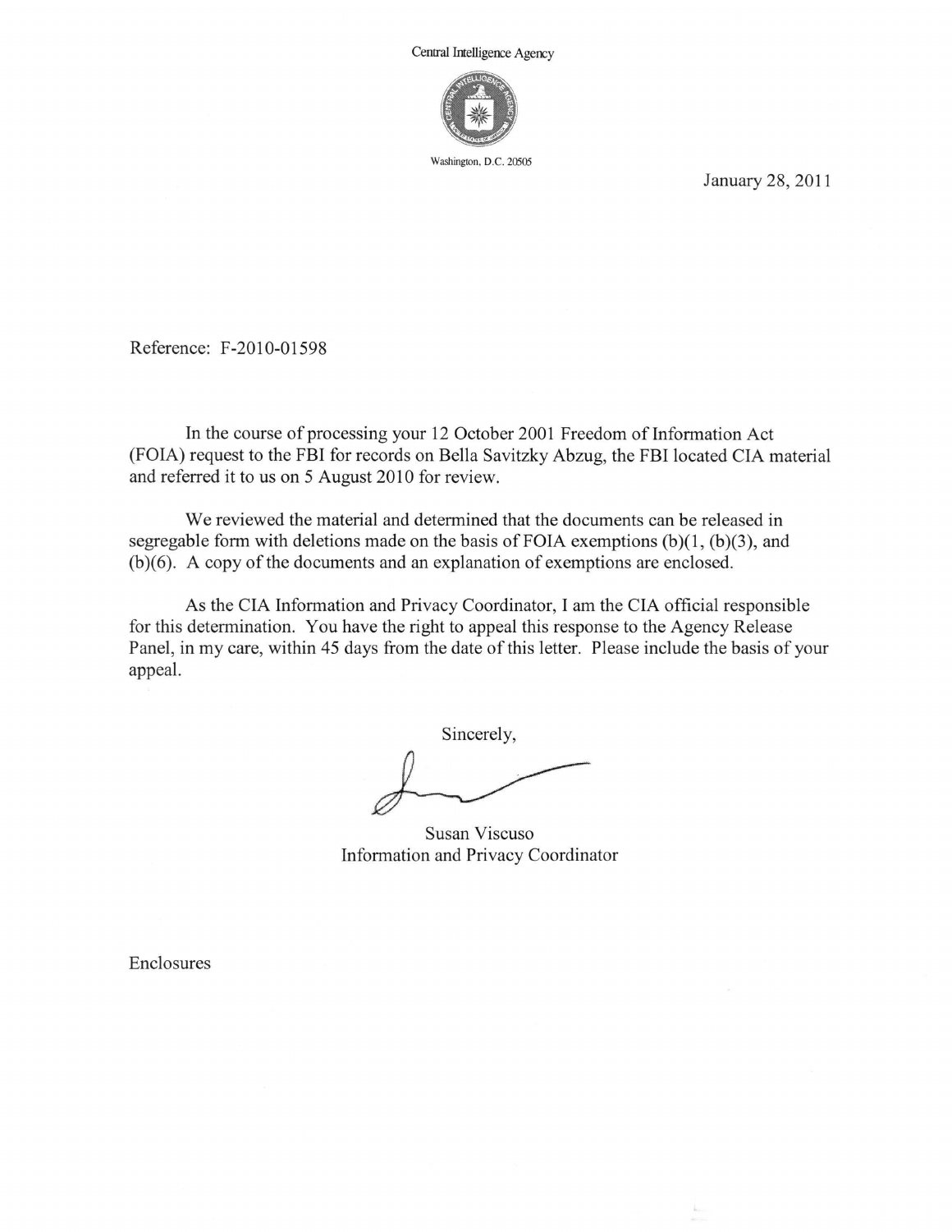Central Intelligence Agency

Washington, D.C. 20505

January 28, 2011

Reference: F-2010-01598

In the course of processing your 12 October 2001 Freedom of Information Act (FOIA) request to the FBI for records on Bella Savitzky Abzug, the FBI located CIA material and referred it to us on 5 August 2010 for review.

We reviewed the material and determined that the documents can be released in segregable form with deletions made on the basis of FOIA exemptions (b)(1, (b)(3), and (b)(6). A copy of the documents and an explanation of exemptions are enclosed.

As the CIA Information and Privacy Coordinator, I am the CIA official responsible for this determination. You have the right to appeal this response to the Agency Release Panel, in my care, within 45 days from the date of this letter. Please include the basis of your appeal.

Sincerely,

Susan Viscuso
Information and Privacy Coordinator

Enclosures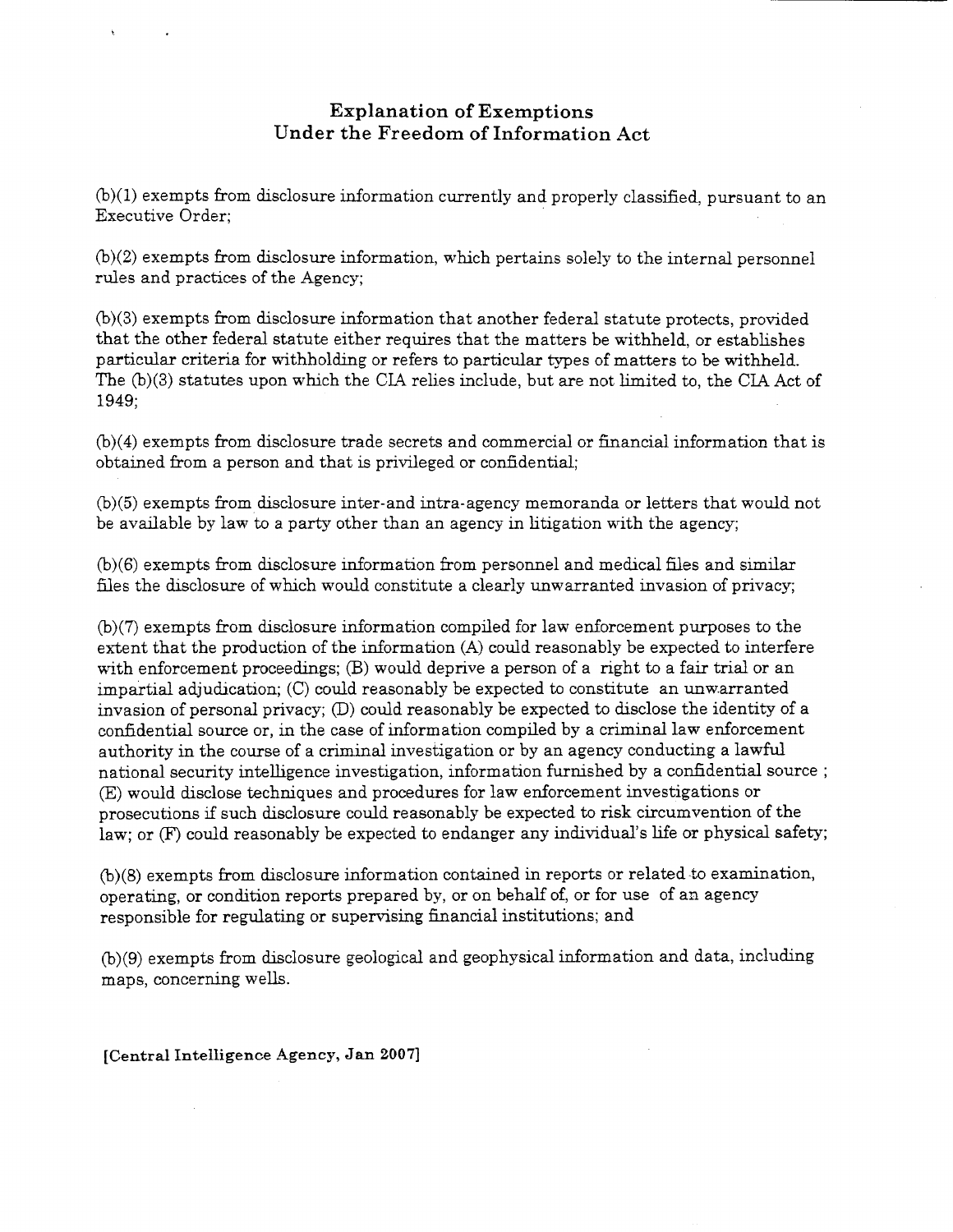## Explanation of Exemptions Under the Freedom of Information Act

(b)(1) exempts from disclosure information currently and properly classified, pursuant to an Executive Order;

(b)(2) exempts from disclosure information, which pertains solely to the internal personnel rules and practices of the Agency;

(b)(3) exempts from disclosure information that another federal statute protects, provided that the other federal statute either requires that the matters be withheld, or establishes particular criteria for withholding or refers to particular types of matters to be withheld. The (b)(3) statutes upon which the CIA relies include, but are not limited to, the CIA Act of 1949;

(b)(4) exempts from disclosure trade secrets and commercial or financial information that is obtained from a person and that is privileged or confidential;

(b)(5) exempts from disclosure inter-and intra-agency memoranda or letters that would not be available by law to a party other than an agency in litigation with the agency;

(b)(6) exempts from disclosure information from personnel and medical files and similar files the disclosure of which would constitute a clearly unwarranted invasion of privacy;

(b)(7) exempts from disclosure information compiled for law enforcement purposes to the extent that the production of the information (A) could reasonably be expected to interfere with enforcement proceedings; (B) would deprive a person of a right to a fair trial or an impartial adjudication; (C) could reasonably be expected to constitute an unwarranted invasion of personal privacy; (D) could reasonably be expected to disclose the identity of a confidential source or, in the case of information compiled by a criminal law enforcement authority in the course of a criminal investigation or by an agency conducting a lawful national security intelligence investigation, information furnished by a confidential source ; (E) would disclose techniques and procedures for law enforcement investigations or prosecutions if such disclosure could reasonably be expected to risk circumvention of the law; or (F) could reasonably be expected to endanger any individual's life or physical safety;

(b)(8) exempts from disclosure information contained in reports or related to examination, operating, or condition reports prepared by, or on behalf of, or for use of an agency responsible for regulating or supervising financial institutions; and

(b)(9) exempts from disclosure geological and geophysical information and data, including maps, concerning wells.

**[Central Intelligence Agency, Jan 2007]**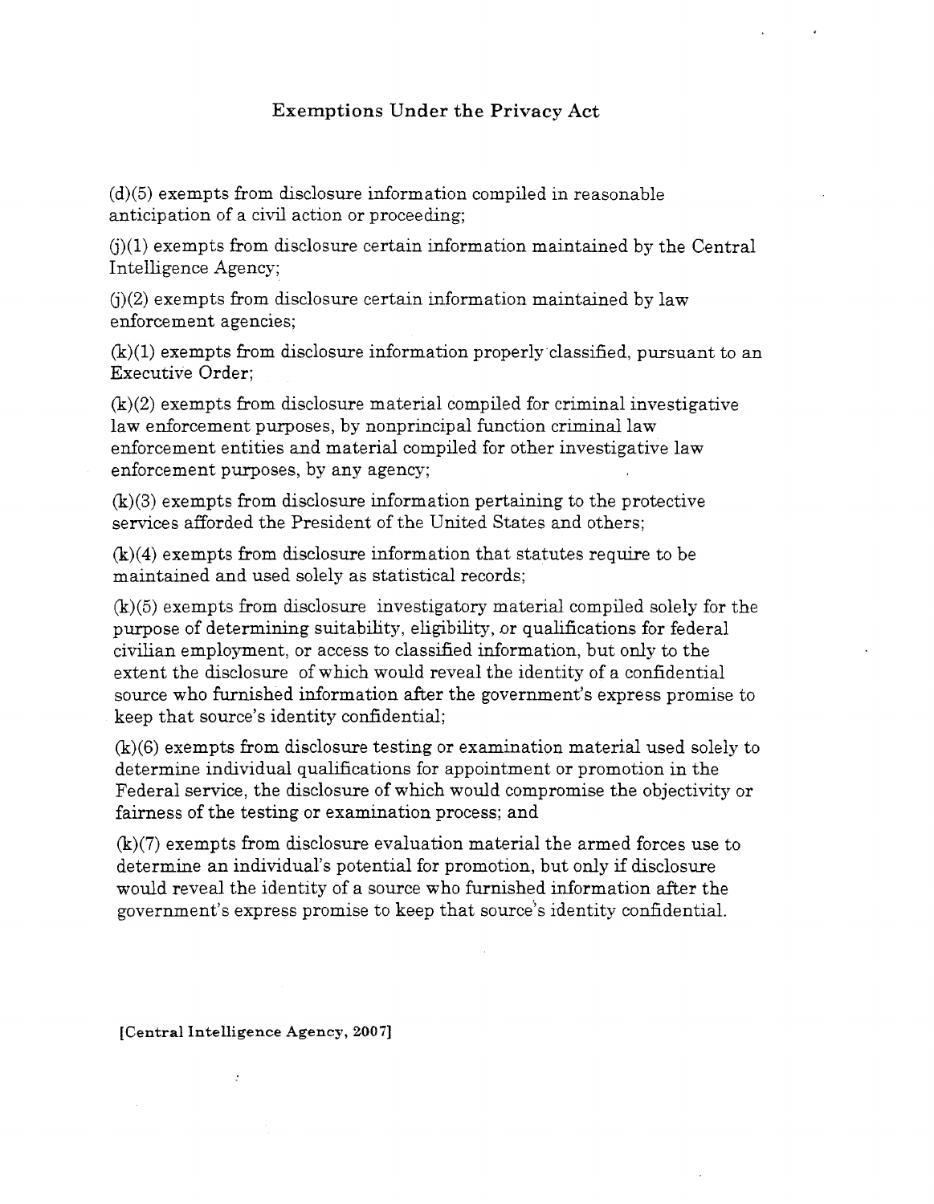## Exemptions Under the Privacy Act

(d)(5) exempts from disclosure information compiled in reasonable anticipation of a civil action or proceeding;

(j)(1) exempts from disclosure certain information maintained by the Central Intelligence Agency;

(j)(2) exempts from disclosure certain information maintained by law enforcement agencies;

(k)(1) exempts from disclosure information properly classified, pursuant to an Executive Order;

(k)(2) exempts from disclosure material compiled for criminal investigative law enforcement purposes, by nonprincipal function criminal law enforcement entities and material compiled for other investigative law enforcement purposes, by any agency;

(k)(3) exempts from disclosure information pertaining to the protective services afforded the President of the United States and others;

(k)(4) exempts from disclosure information that statutes require to be maintained and used solely as statistical records;

(k)(5) exempts from disclosure investigatory material compiled solely for the purpose of determining suitability, eligibility, or qualifications for federal civilian employment, or access to classified information, but only to the extent the disclosure of which would reveal the identity of a confidential source who furnished information after the government's express promise to keep that source's identity confidential;

(k)(6) exempts from disclosure testing or examination material used solely to determine individual qualifications for appointment or promotion in the Federal service, the disclosure of which would compromise the objectivity or fairness of the testing or examination process; and

(k)(7) exempts from disclosure evaluation material the armed forces use to determine an individual's potential for promotion, but only if disclosure would reveal the identity of a source who furnished information after the government's express promise to keep that source's identity confidential.

**[Central Intelligence Agency, 2007]**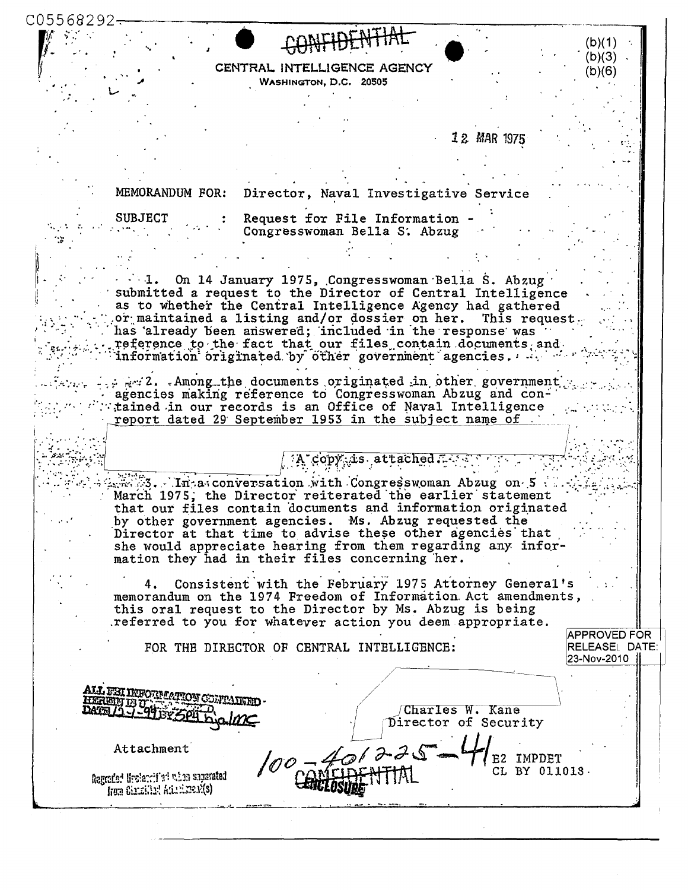C05568292

CONFIDENTIAL

(b)(1)
(b)(3)
(b)(6)

CENTRAL INTELLIGENCE AGENCY
WASHINGTON, D.C. 20505

12 MAR 1975

MEMORANDUM FOR: Director, Naval Investigative Service

SUBJECT : Request for File Information - Congresswoman Bella S. Abzug

1. On 14 January 1975, Congresswoman Bella S. Abzug submitted a request to the Director of Central Intelligence as to whether the Central Intelligence Agency had gathered or maintained a listing and/or dossier on her. This request has already been answered; included in the response was reference to the fact that our files contain documents and information originated by other government agencies.

2. Among the documents originated in other government agencies making reference to Congresswoman Abzug and contained in our records is an Office of Naval Intelligence report dated 29 September 1953 in the subject name of

A copy is attached.

3. In a conversation with Congresswoman Abzug on 5 March 1975, the Director reiterated the earlier statement that our files contain documents and information originated by other government agencies. Ms. Abzug requested the Director at that time to advise these other agencies that she would appreciate hearing from them regarding any information they had in their files concerning her.

4. Consistent with the February 1975 Attorney General's memorandum on the 1974 Freedom of Information Act amendments, this oral request to the Director by Ms. Abzug is being referred to you for whatever action you deem appropriate.

FOR THE DIRECTOR OF CENTRAL INTELLIGENCE:

APPROVED FOR RELEASE DATE: 23-Nov-2010

ALL FBI INFORMATION CONTAINED HEREIN IS UNCLASSIFIED DATE 12-1-99 BY SP4 bjalmc

Charles W. Kane
Director of Security

Attachment

100-401225-41

Regraded Unclassified when separated from Classified Attachment(s)

CONFIDENTIAL
ENCLOSURE

E2 IMPDET
CL BY 011018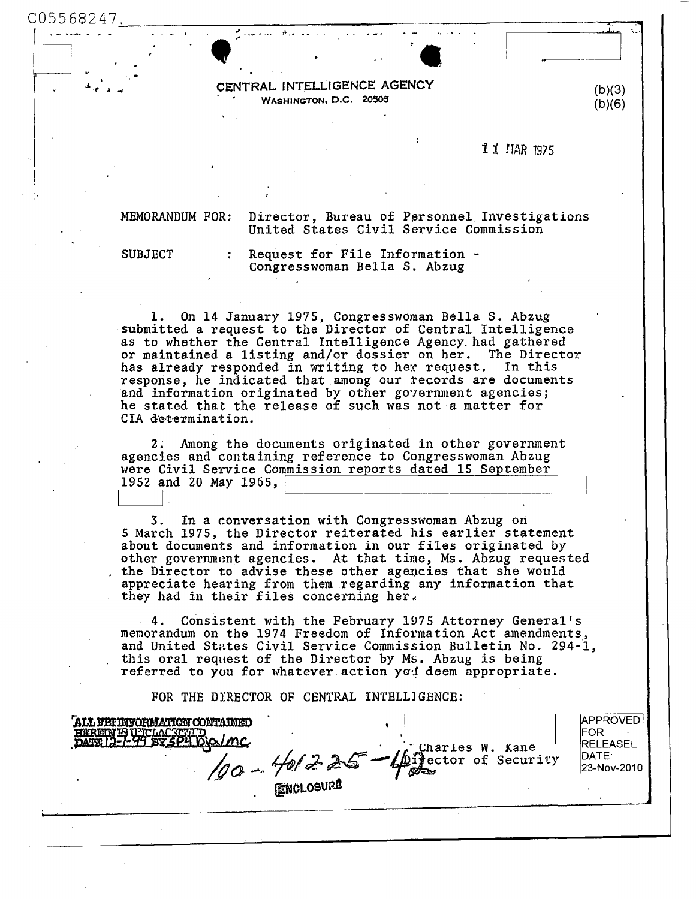C05568247

CENTRAL INTELLIGENCE AGENCY
WASHINGTON, D.C. 20505

(b)(3)
(b)(6)

11 MAR 1975

MEMORANDUM FOR: Director, Bureau of Personnel Investigations
United States Civil Service Commission

SUBJECT : Request for File Information - Congresswoman Bella S. Abzug

1. On 14 January 1975, Congresswoman Bella S. Abzug submitted a request to the Director of Central Intelligence as to whether the Central Intelligence Agency had gathered or maintained a listing and/or dossier on her. The Director has already responded in writing to her request. In this response, he indicated that among our records are documents and information originated by other government agencies; he stated that the release of such was not a matter for CIA determination.

2. Among the documents originated in other government agencies and containing reference to Congresswoman Abzug were Civil Service Commission reports dated 15 September 1952 and 20 May 1965,

3. In a conversation with Congresswoman Abzug on 5 March 1975, the Director reiterated his earlier statement about documents and information in our files originated by other government agencies. At that time, Ms. Abzug requested the Director to advise these other agencies that she would appreciate hearing from them regarding any information that they had in their files concerning her.

4. Consistent with the February 1975 Attorney General's memorandum on the 1974 Freedom of Information Act amendments, and United States Civil Service Commission Bulletin No. 294-1, this oral request of the Director by Ms. Abzug is being referred to you for whatever action you deem appropriate.

FOR THE DIRECTOR OF CENTRAL INTELLIGENCE:

Charles W. Kane
Director of Security

ALL FBI INFORMATION CONTAINED HEREIN IS UNCLASSIFIED DATE 12-1-99 BY SP4 Bja/mc

100-401225-442

ENCLOSURE

APPROVED FOR RELEASE DATE: 23-Nov-2010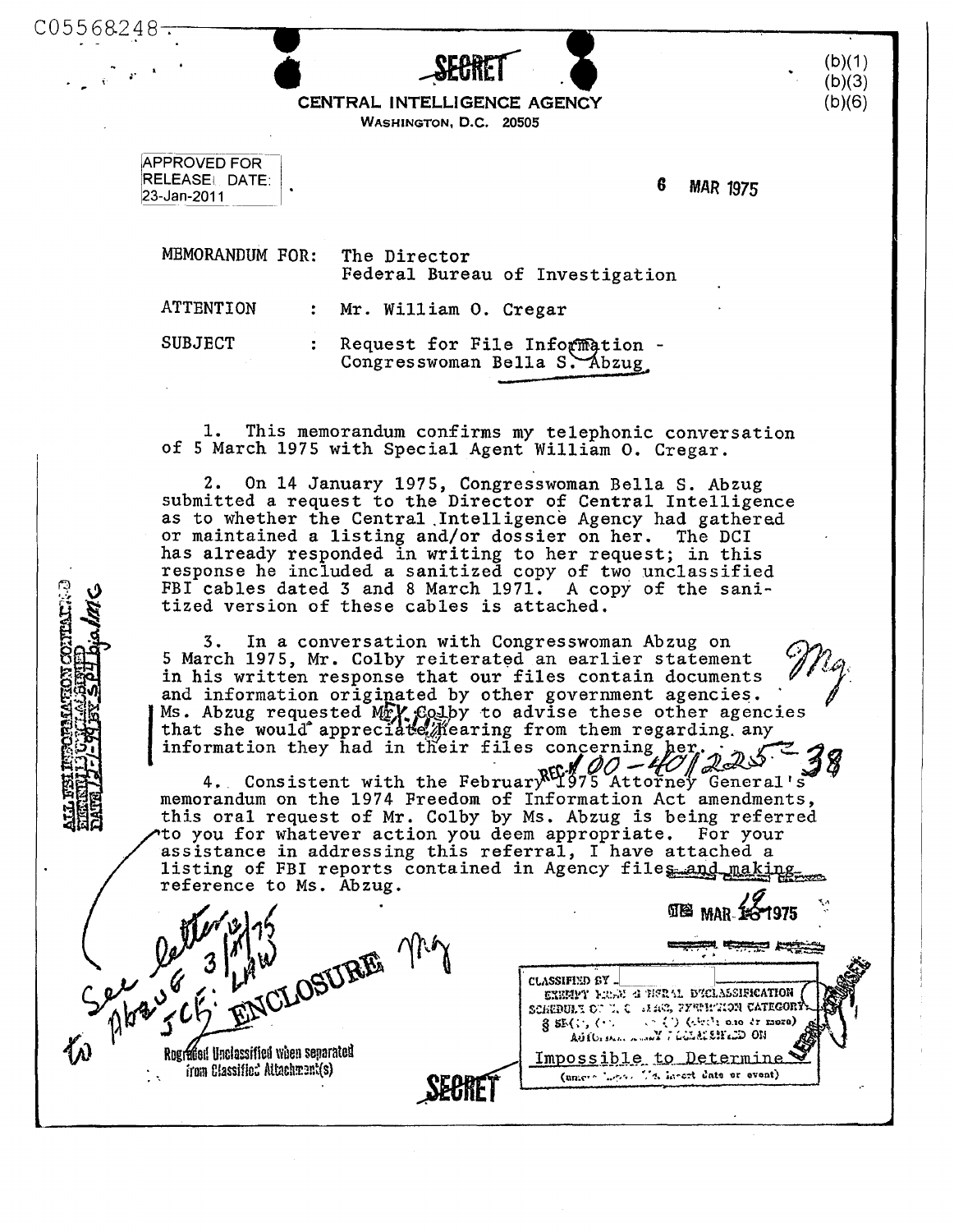C05568248

SECRET

CENTRAL INTELLIGENCE AGENCY
WASHINGTON, D.C. 20505

(b)(1)
(b)(3)
(b)(6)

APPROVED FOR RELEASE DATE: 23-Jan-2011

6 MAR 1975

MEMORANDUM FOR: The Director
Federal Bureau of Investigation

ATTENTION : Mr. William O. Cregar

SUBJECT : Request for File Information - Congresswoman Bella S. Abzug

1. This memorandum confirms my telephonic conversation of 5 March 1975 with Special Agent William O. Cregar.

2. On 14 January 1975, Congresswoman Bella S. Abzug submitted a request to the Director of Central Intelligence as to whether the Central Intelligence Agency had gathered or maintained a listing and/or dossier on her. The DCI has already responded in writing to her request; in this response he included a sanitized copy of two unclassified FBI cables dated 3 and 8 March 1971. A copy of the sanitized version of these cables is attached.

3. In a conversation with Congresswoman Abzug on 5 March 1975, Mr. Colby reiterated an earlier statement in his written response that our files contain documents and information originated by other government agencies. Ms. Abzug requested Mr. Colby to advise these other agencies that she would appreciate hearing from them regarding any information they had in their files concerning her.

4. Consistent with the February 1975 Attorney General's memorandum on the 1974 Freedom of Information Act amendments, this oral request of Mr. Colby by Ms. Abzug is being referred to you for whatever action you deem appropriate. For your assistance in addressing this referral, I have attached a listing of FBI reports contained in Agency files and making reference to Ms. Abzug.

REC-100-401225-38

MAR 12 1975

See letter 3/12/75 to Abzug JCF: LAW

ENCLOSURE

Regraded Unclassified when separated from Classified Attachment(s)

CLASSIFIED BY
EXEMPT FROM GENERAL DECLASSIFICATION SCHEDULE OF E.O. 11652, EXEMPTION CATEGORY
§ 5B(1), (2), (3) (circle one or more)
AUTOMATICALLY DECLASSIFIED ON
Impossible to Determine
(unless impossible, insert date or event)

SECRET

ALL FBI INFORMATION CONTAINED HEREIN IS UNCLASSIFIED DATE 12-7-99 BY SP4 bjs/mrg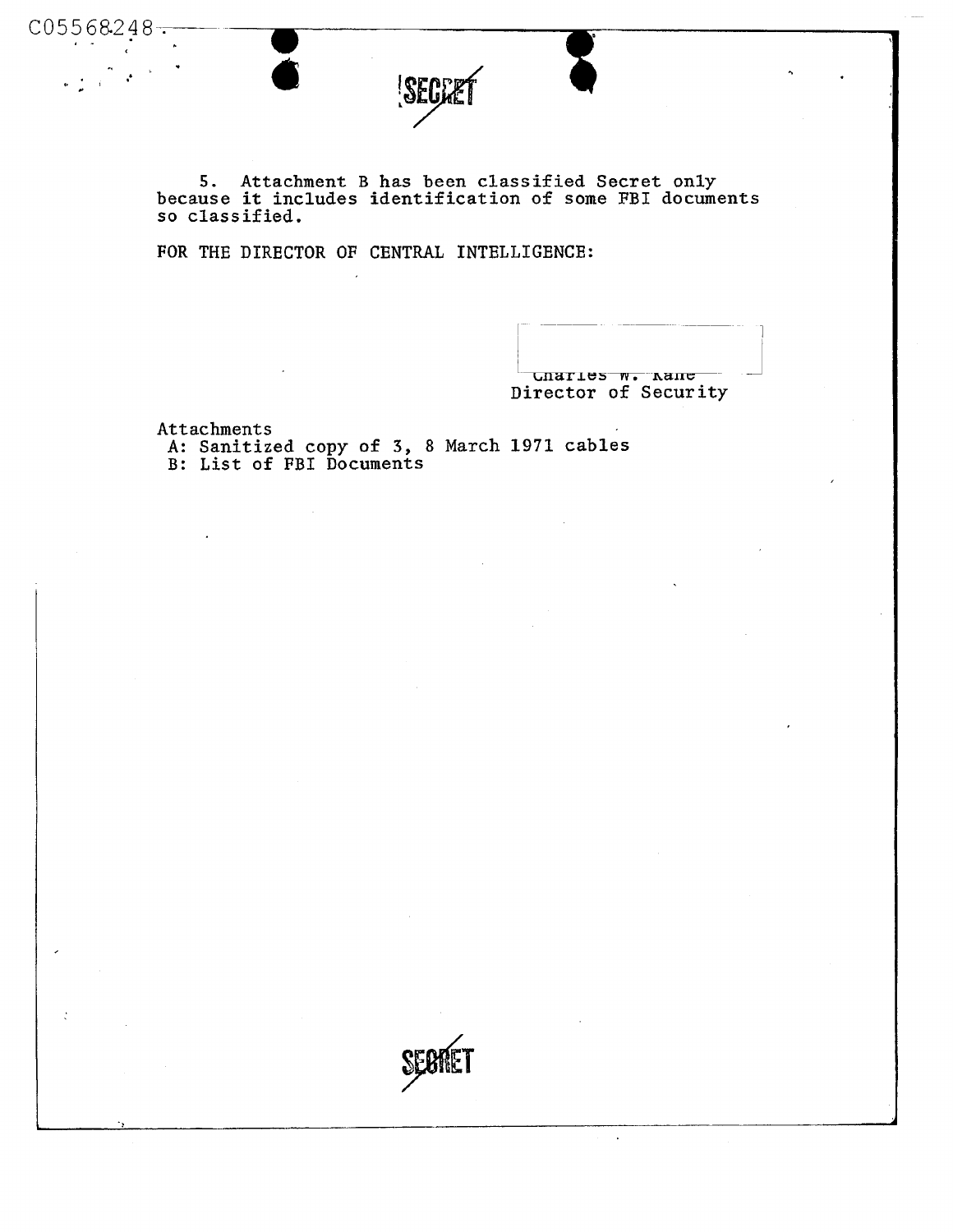SECRET

5. Attachment B has been classified Secret only because it includes identification of some FBI documents so classified.

FOR THE DIRECTOR OF CENTRAL INTELLIGENCE:

Charles W. Kane
Director of Security

Attachments
A: Sanitized copy of 3, 8 March 1971 cables
B: List of FBI Documents

SECRET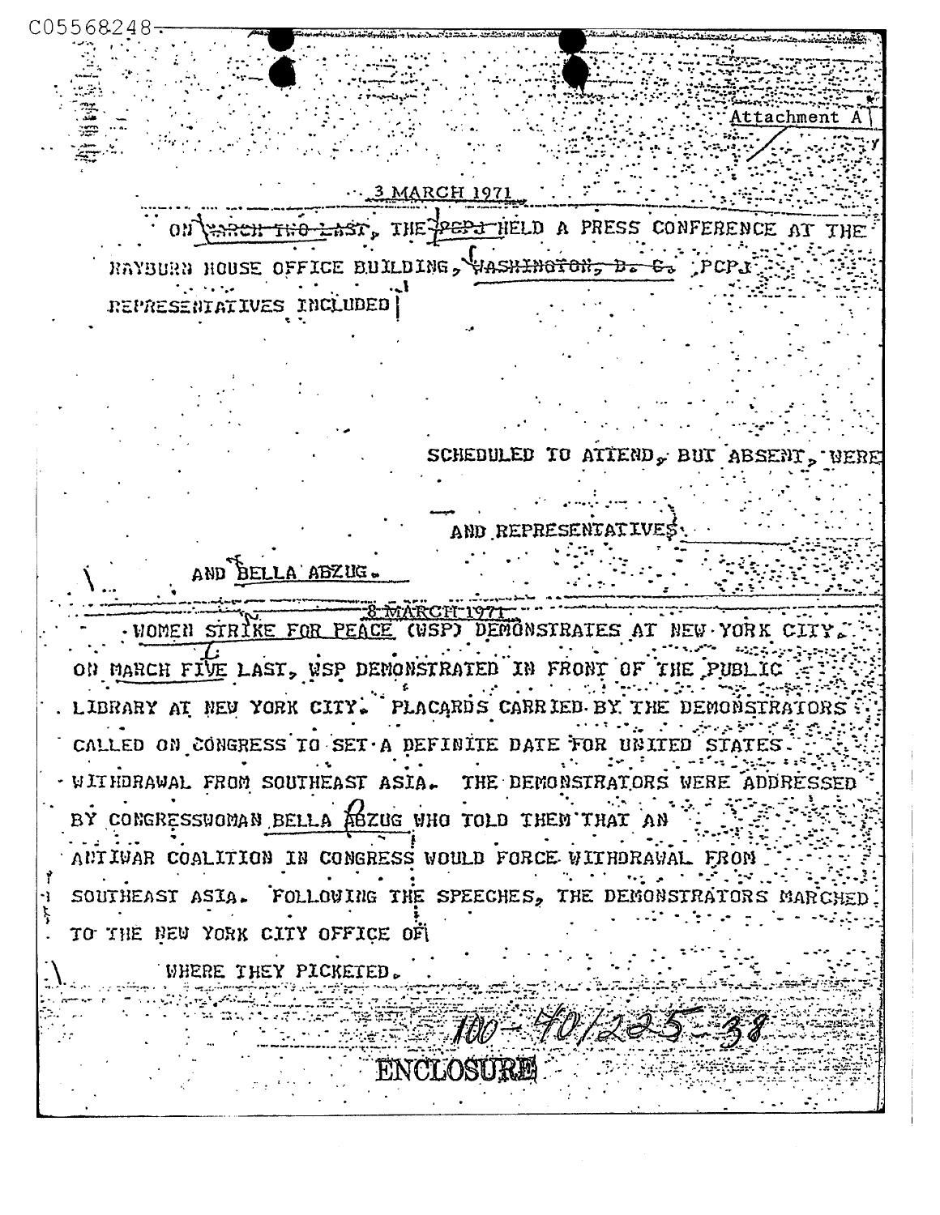C05568248

Attachment A

3 MARCH 1971

ON ~~MARCH TWO LAST~~, THE ~~PCPJ~~ HELD A PRESS CONFERENCE AT THE RAYBURN HOUSE OFFICE BUILDING, ~~WASHINGTON, D. C.~~ PCPJ REPRESENTATIVES INCLUDED

SCHEDULED TO ATTEND, BUT ABSENT, WERE

AND REPRESENTATIVES

AND BELLA ABZUG.

8 MARCH 1971

WOMEN STRIKE FOR PEACE (WSP) DEMONSTRATES AT NEW YORK CITY.

ON MARCH FIVE LAST, WSP DEMONSTRATED IN FRONT OF THE PUBLIC LIBRARY AT NEW YORK CITY. PLACARDS CARRIED BY THE DEMONSTRATORS CALLED ON CONGRESS TO SET A DEFINITE DATE FOR UNITED STATES WITHDRAWAL FROM SOUTHEAST ASIA. THE DEMONSTRATORS WERE ADDRESSED BY CONGRESSWOMAN BELLA ABZUG WHO TOLD THEM THAT AN ANTIWAR COALITION IN CONGRESS WOULD FORCE WITHDRAWAL FROM SOUTHEAST ASIA. FOLLOWING THE SPEECHES, THE DEMONSTRATORS MARCHED TO THE NEW YORK CITY OFFICE OF

WHERE THEY PICKETED.

100-401225-38

ENCLOSURE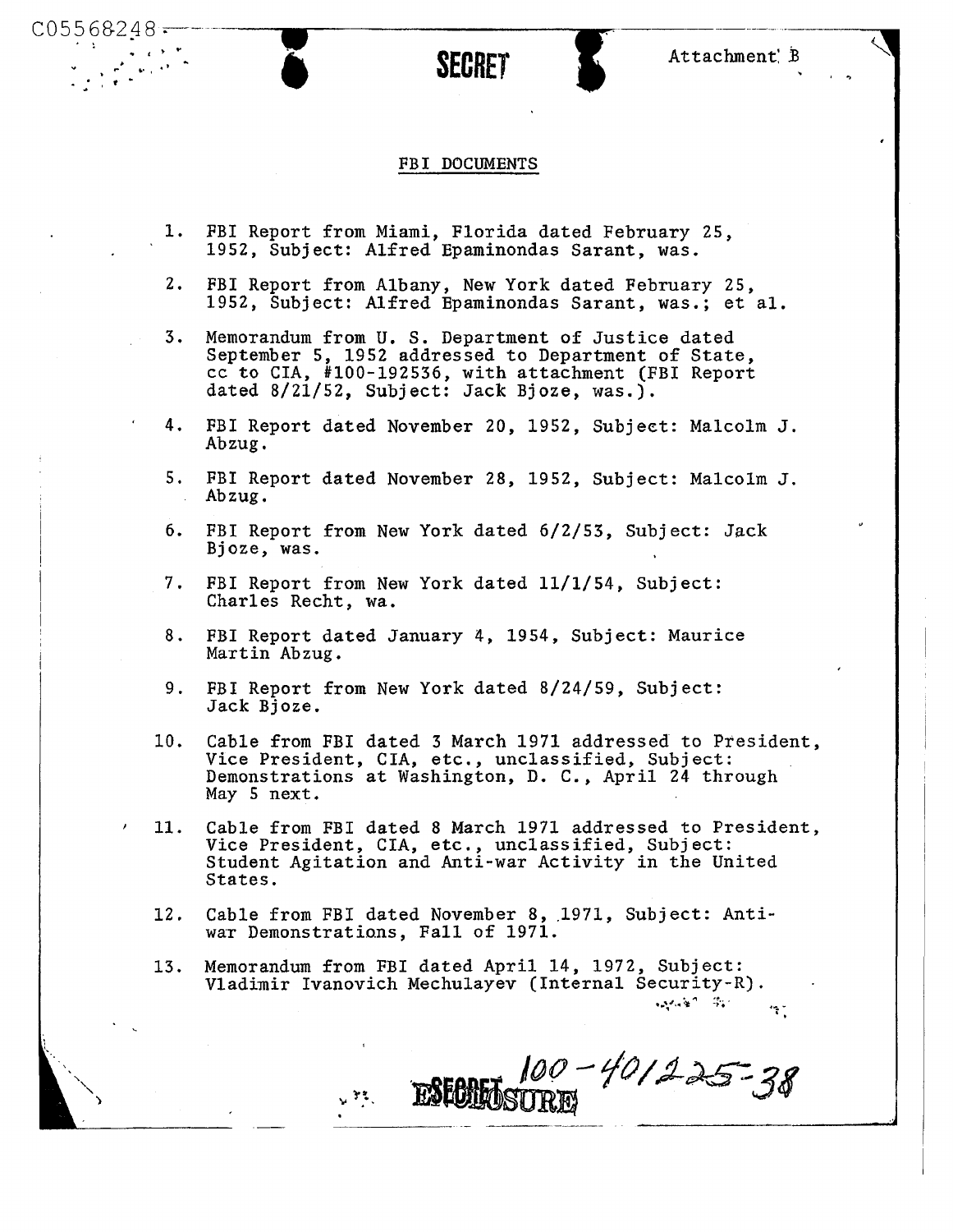C05568248

SECRET

Attachment B

## FBI DOCUMENTS

1. FBI Report from Miami, Florida dated February 25, 1952, Subject: Alfred Epaminondas Sarant, was.

2. FBI Report from Albany, New York dated February 25, 1952, Subject: Alfred Epaminondas Sarant, was.; et al.

3. Memorandum from U. S. Department of Justice dated September 5, 1952 addressed to Department of State, cc to CIA, #100-192536, with attachment (FBI Report dated 8/21/52, Subject: Jack Bjoze, was.).

4. FBI Report dated November 20, 1952, Subject: Malcolm J. Abzug.

5. FBI Report dated November 28, 1952, Subject: Malcolm J. Abzug.

6. FBI Report from New York dated 6/2/53, Subject: Jack Bjoze, was.

7. FBI Report from New York dated 11/1/54, Subject: Charles Recht, wa.

8. FBI Report dated January 4, 1954, Subject: Maurice Martin Abzug.

9. FBI Report from New York dated 8/24/59, Subject: Jack Bjoze.

10. Cable from FBI dated 3 March 1971 addressed to President, Vice President, CIA, etc., unclassified, Subject: Demonstrations at Washington, D. C., April 24 through May 5 next.

11. Cable from FBI dated 8 March 1971 addressed to President, Vice President, CIA, etc., unclassified, Subject: Student Agitation and Anti-war Activity in the United States.

12. Cable from FBI dated November 8, 1971, Subject: Anti-war Demonstrations, Fall of 1971.

13. Memorandum from FBI dated April 14, 1972, Subject: Vladimir Ivanovich Mechulayev (Internal Security-R).

SECRET ENCLOSURE 100-401225-38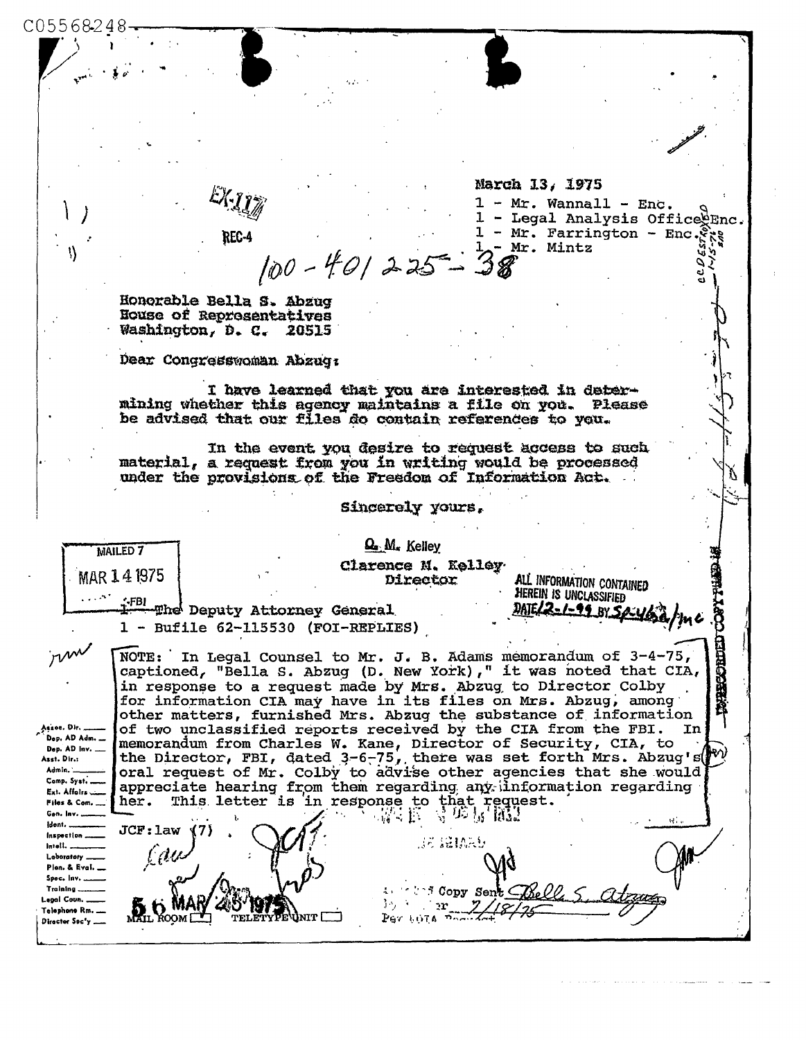C05568248

March 13, 1975

1 - Mr. Wannall - Enc.
1 - Legal Analysis Office - Enc.
1 - Mr. Farrington - Enc.
1 - Mr. Mintz

EX-117

REC-4

100-401225-38

Honorable Bella S. Abzug
House of Representatives
Washington, D. C. 20515

Dear Congresswoman Abzug:

I have learned that you are interested in determining whether this agency maintains a file on you. Please be advised that our files do contain references to you.

In the event you desire to request access to such material, a request from you in writing would be processed under the provisions of the Freedom of Information Act.

Sincerely yours,

C. M. Kelley

Clarence M. Kelley
Director

MAILED 7
MAR 14 1975
FBI

ALL INFORMATION CONTAINED HEREIN IS UNCLASSIFIED
DATE 12-1-99 BY SP-4

1 - The Deputy Attorney General
1 - Bufile 62-115530 (FOI-REPLIES)

NOTE: In Legal Counsel to Mr. J. B. Adams memorandum of 3-4-75, captioned, "Bella S. Abzug (D. New York)," it was noted that CIA, in response to a request made by Mrs. Abzug to Director Colby for information CIA may have in its files on Mrs. Abzug, among other matters, furnished Mrs. Abzug the substance of information of two unclassified reports received by the CIA from the FBI. In memorandum from Charles W. Kane, Director of Security, CIA, to the Director, FBI, dated 3-6-75, there was set forth Mrs. Abzug's oral request of Mr. Colby to advise other agencies that she would appreciate hearing from them regarding any information regarding her. This letter is in response to that request.

JCF:law (7)

Copy Sent Bella S. Abzug
7/18/75
Per FOIA Request

56 MAR 25 1975

MAIL ROOM ☐ TELETYPE UNIT ☐